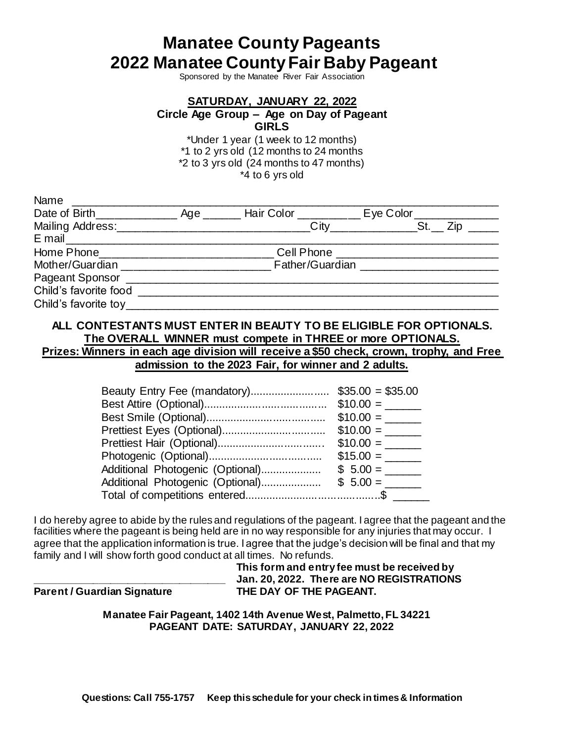# Manatee County Pageants
# 2022 Manatee County Fair Baby Pageant

Sponsored by the Manatee River Fair Association

**SATURDAY, JANUARY 22, 2022**

**Circle Age Group – Age on Day of Pageant**

**GIRLS**

*Under 1 year (1 week to 12 months)
*1 to 2 yrs old (12 months to 24 months
*2 to 3 yrs old (24 months to 47 months)
*4 to 6 yrs old

Name ________________________________________________________________

Date of Birth_____________ Age ______ Hair Color __________ Eye Color ______________

Mailing Address:_______________________________City______________St.__ Zip _____

E mail________________________________________________________________

Home Phone___________________________ Cell Phone ___________________________

Mother/Guardian ________________________ Father/Guardian _______________________

Pageant Sponsor ________________________________________________________________

Child's favorite food ________________________________________________________________

Child's favorite toy________________________________________________________________

**ALL CONTESTANTS MUST ENTER IN BEAUTY TO BE ELIGIBLE FOR OPTIONALS.**

**The OVERALL WINNER must compete in THREE or more OPTIONALS.**

**Prizes: Winners in each age division will receive a $50 check, crown, trophy, and Free admission to the 2023 Fair, for winner and 2 adults.**

| | |
|---|---|
| Beauty Entry Fee (mandatory).......................... | $35.00 = $35.00 |
| Best Attire (Optional)......................................... | $10.00 = ______ |
| Best Smile (Optional)......................................... | $10.00 = ______ |
| Prettiest Eyes (Optional)..................................... | $10.00 = ______ |
| Prettiest Hair (Optional)....................................... | $10.00 = ______ |
| Photogenic (Optional).......................................... | $15.00 = ______ |
| Additional Photogenic (Optional).................... | $ 5.00 = ______ |
| Additional Photogenic (Optional).................... | $ 5.00 = ______ |
| Total of competitions entered.......................................... | $ ______ |

I do hereby agree to abide by the rules and regulations of the pageant. I agree that the pageant and the facilities where the pageant is being held are in no way responsible for any injuries that may occur. I agree that the application information is true. I agree that the judge's decision will be final and that my family and I will show forth good conduct at all times. No refunds.

_________________________________

**Parent / Guardian Signature**

**This form and entry fee must be received by Jan. 20, 2022. There are NO REGISTRATIONS THE DAY OF THE PAGEANT.**

**Manatee Fair Pageant, 1402 14th Avenue West, Palmetto, FL 34221**

**PAGEANT DATE: SATURDAY, JANUARY 22, 2022**

**Questions: Call 755-1757 Keep this schedule for your check in times & Information**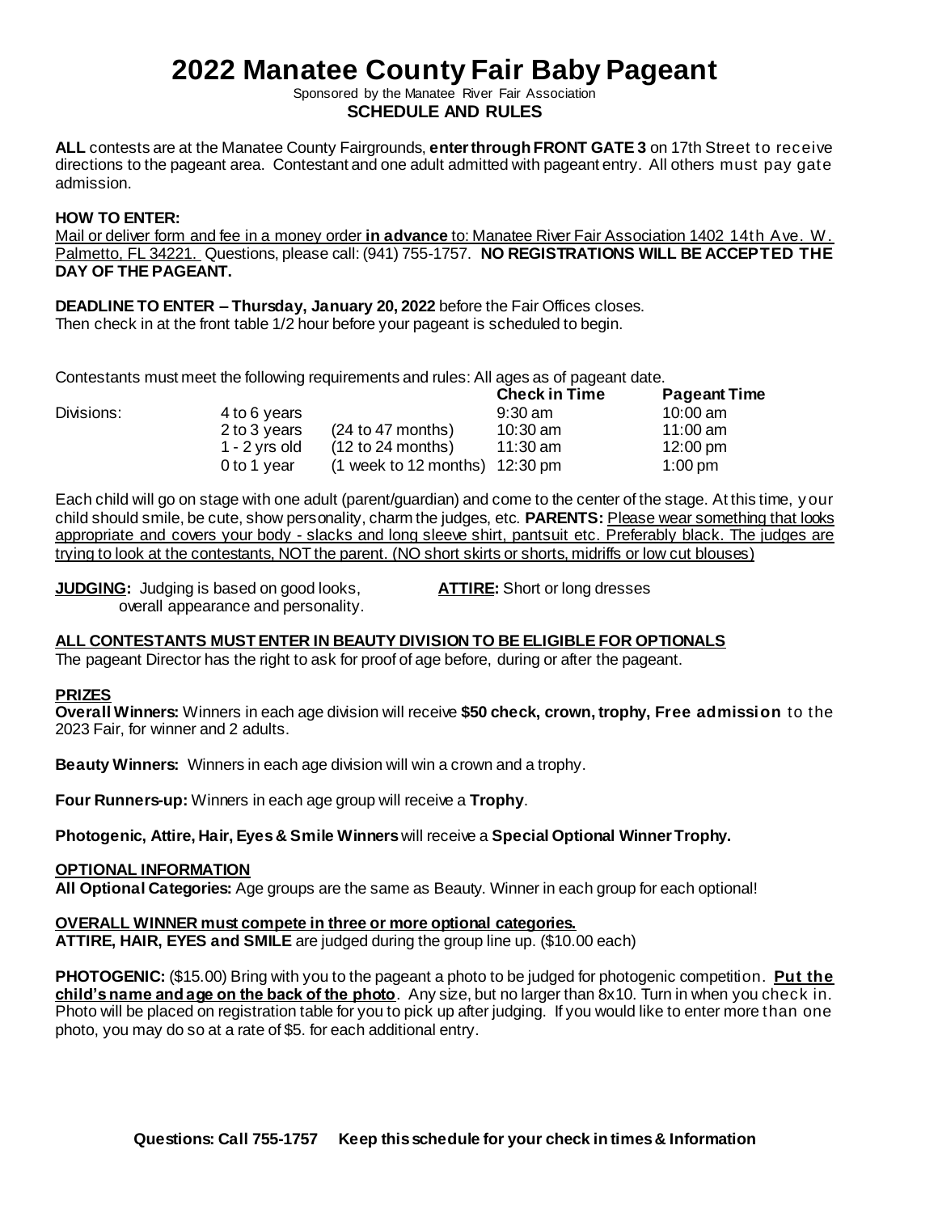# 2022 Manatee County Fair Baby Pageant

Sponsored by the Manatee River Fair Association

**SCHEDULE AND RULES**

**ALL** contests are at the Manatee County Fairgrounds, **enter through FRONT GATE 3** on 17th Street to receive directions to the pageant area. Contestant and one adult admitted with pageant entry. All others must pay gate admission.

**HOW TO ENTER:**

Mail or deliver form and fee in a money order **in advance** to: Manatee River Fair Association 1402 14th Ave. W. Palmetto, FL 34221. Questions, please call: (941) 755-1757. **NO REGISTRATIONS WILL BE ACCEPTED THE DAY OF THE PAGEANT.**

**DEADLINE TO ENTER – Thursday, January 20, 2022** before the Fair Offices closes.
Then check in at the front table 1/2 hour before your pageant is scheduled to begin.

Contestants must meet the following requirements and rules: All ages as of pageant date.

| | | | Check in Time | Pageant Time |
|---|---|---|---|---|
| Divisions: | 4 to 6 years | | 9:30 am | 10:00 am |
| | 2 to 3 years | (24 to 47 months) | 10:30 am | 11:00 am |
| | 1 - 2 yrs old | (12 to 24 months) | 11:30 am | 12:00 pm |
| | 0 to 1 year | (1 week to 12 months) | 12:30 pm | 1:00 pm |

Each child will go on stage with one adult (parent/guardian) and come to the center of the stage. At this time, your child should smile, be cute, show personality, charm the judges, etc. **PARENTS:** Please wear something that looks appropriate and covers your body - slacks and long sleeve shirt, pantsuit etc. Preferably black. The judges are trying to look at the contestants, NOT the parent. (NO short skirts or shorts, midriffs or low cut blouses)

**JUDGING:** Judging is based on good looks, overall appearance and personality.

**ATTIRE:** Short or long dresses

**ALL CONTESTANTS MUST ENTER IN BEAUTY DIVISION TO BE ELIGIBLE FOR OPTIONALS**

The pageant Director has the right to ask for proof of age before, during or after the pageant.

**PRIZES**

**Overall Winners:** Winners in each age division will receive **$50 check, crown, trophy, Free admission** to the 2023 Fair, for winner and 2 adults.

**Beauty Winners:** Winners in each age division will win a crown and a trophy.

**Four Runners-up:** Winners in each age group will receive a **Trophy**.

**Photogenic, Attire, Hair, Eyes & Smile Winners** will receive a **Special Optional Winner Trophy.**

**OPTIONAL INFORMATION**

**All Optional Categories:** Age groups are the same as Beauty. Winner in each group for each optional!

**OVERALL WINNER must compete in three or more optional categories.**

**ATTIRE, HAIR, EYES and SMILE** are judged during the group line up. ($10.00 each)

**PHOTOGENIC:** ($15.00) Bring with you to the pageant a photo to be judged for photogenic competition. **Put the child's name and age on the back of the photo**. Any size, but no larger than 8x10. Turn in when you check in. Photo will be placed on registration table for you to pick up after judging. If you would like to enter more than one photo, you may do so at a rate of $5. for each additional entry.

**Questions: Call 755-1757 Keep this schedule for your check in times & Information**